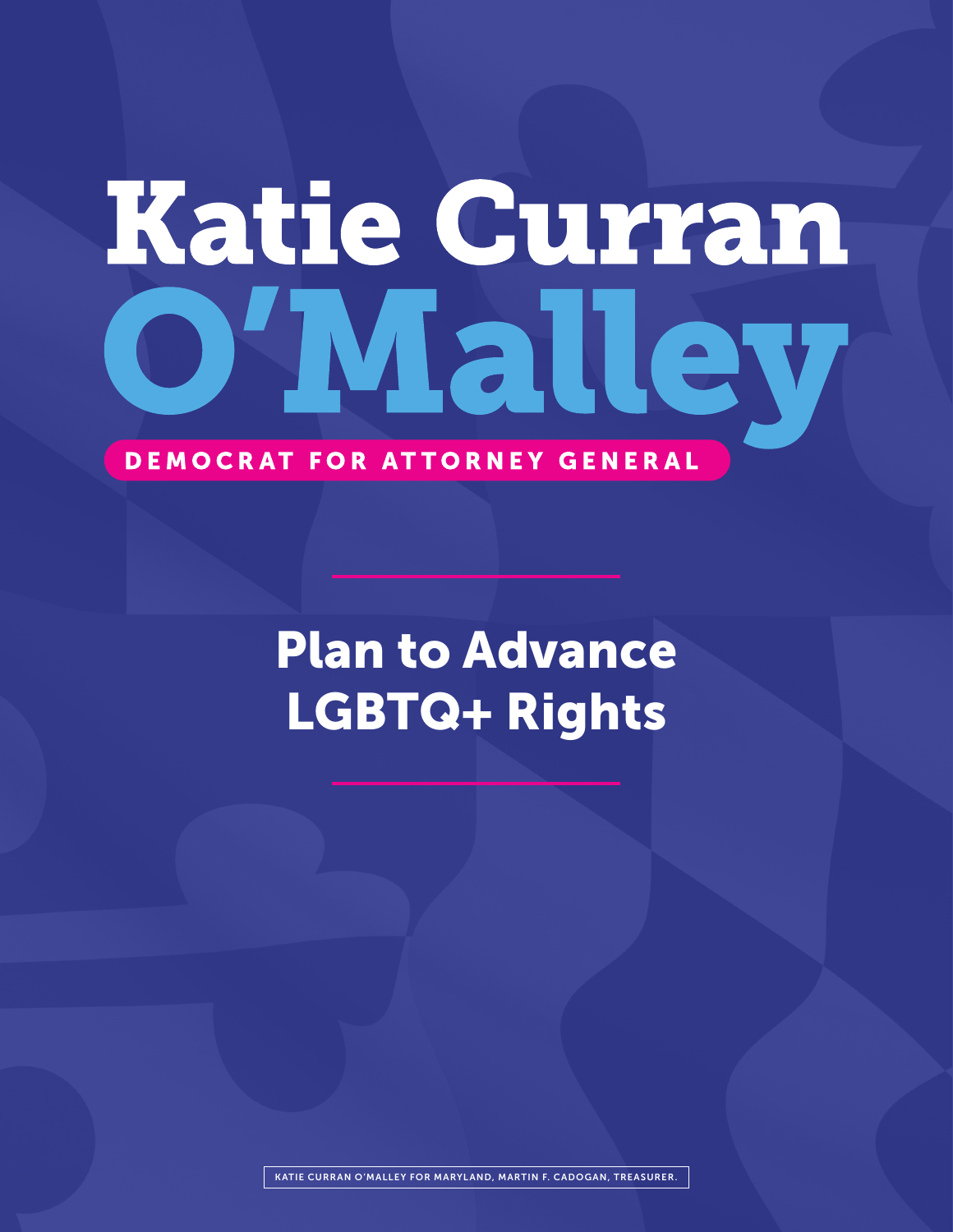# Katie Curran O'Malley

DEMOCRAT FOR ATTORNEY GENERAL

## Plan to Advance LGBTQ+ Rights

KATIE CURRAN O'MALLEY FOR MARYLAND, MARTIN F. CADOGAN, TREASURER.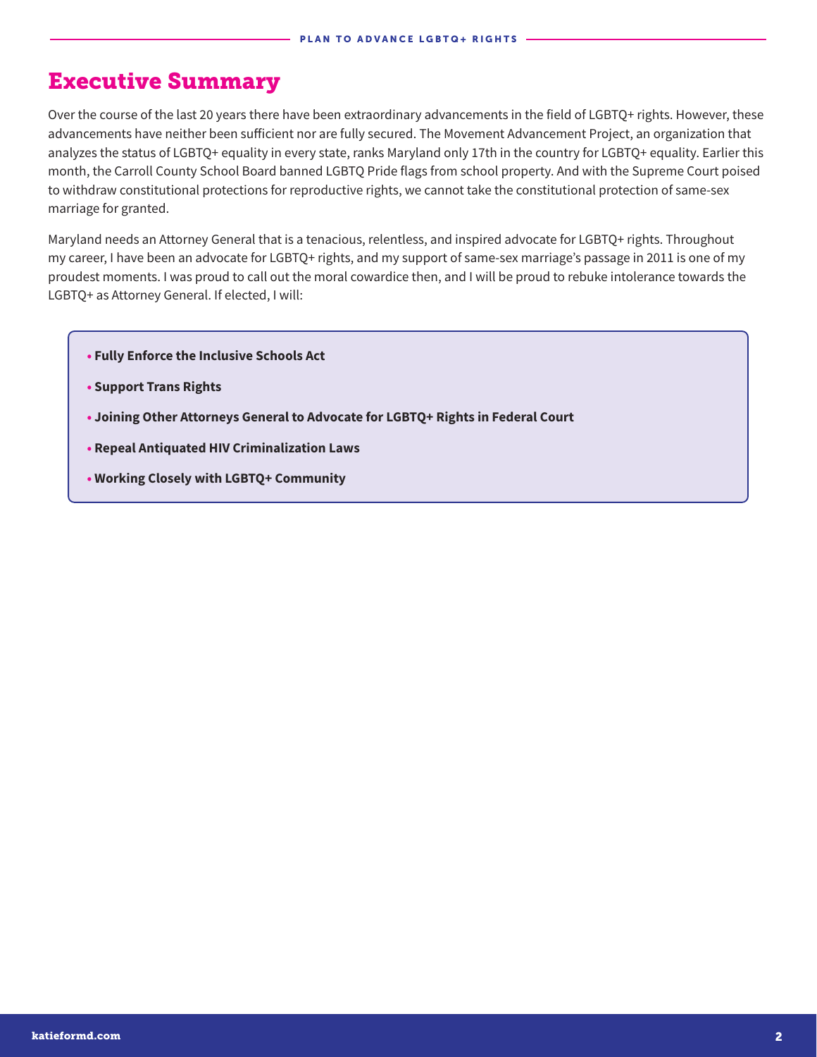# Executive Summary

Over the course of the last 20 years there have been extraordinary advancements in the field of LGBTQ+ rights. However, these advancements have neither been sufficient nor are fully secured. The Movement Advancement Project, an organization that analyzes the status of LGBTQ+ equality in every state, ranks Maryland only 17th in the country for LGBTQ+ equality. Earlier this month, the Carroll County School Board banned LGBTQ Pride flags from school property. And with the Supreme Court poised to withdraw constitutional protections for reproductive rights, we cannot take the constitutional protection of same-sex marriage for granted.

Maryland needs an Attorney General that is a tenacious, relentless, and inspired advocate for LGBTQ+ rights. Throughout my career, I have been an advocate for LGBTQ+ rights, and my support of same-sex marriage's passage in 2011 is one of my proudest moments. I was proud to call out the moral cowardice then, and I will be proud to rebuke intolerance towards the LGBTQ+ as Attorney General. If elected, I will:

- **Fully Enforce the Inclusive Schools Act**
- **Support Trans Rights**
- **Joining Other Attorneys General to Advocate for LGBTQ+ Rights in Federal Court**
- **Repeal Antiquated HIV Criminalization Laws**
- **Working Closely with LGBTQ+ Community**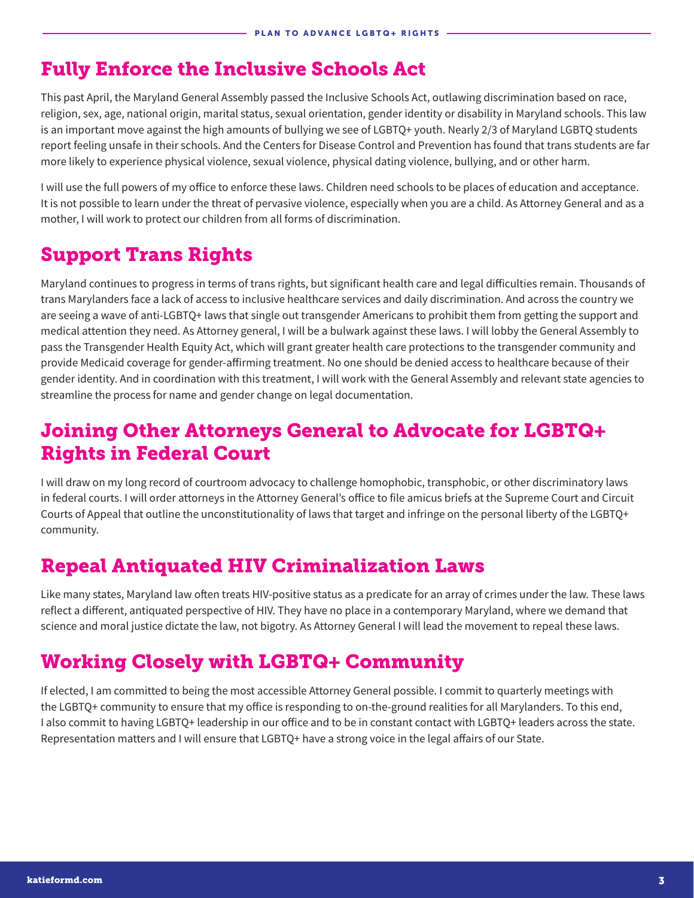## Fully Enforce the Inclusive Schools Act

This past April, the Maryland General Assembly passed the Inclusive Schools Act, outlawing discrimination based on race, religion, sex, age, national origin, marital status, sexual orientation, gender identity or disability in Maryland schools. This law is an important move against the high amounts of bullying we see of LGBTQ+ youth. Nearly 2/3 of Maryland LGBTQ students report feeling unsafe in their schools. And the Centers for Disease Control and Prevention has found that trans students are far more likely to experience physical violence, sexual violence, physical dating violence, bullying, and or other harm.

I will use the full powers of my office to enforce these laws. Children need schools to be places of education and acceptance. It is not possible to learn under the threat of pervasive violence, especially when you are a child. As Attorney General and as a mother, I will work to protect our children from all forms of discrimination.

## Support Trans Rights

Maryland continues to progress in terms of trans rights, but significant health care and legal difficulties remain. Thousands of trans Marylanders face a lack of access to inclusive healthcare services and daily discrimination. And across the country we are seeing a wave of anti-LGBTQ+ laws that single out transgender Americans to prohibit them from getting the support and medical attention they need. As Attorney general, I will be a bulwark against these laws. I will lobby the General Assembly to pass the Transgender Health Equity Act, which will grant greater health care protections to the transgender community and provide Medicaid coverage for gender-affirming treatment. No one should be denied access to healthcare because of their gender identity. And in coordination with this treatment, I will work with the General Assembly and relevant state agencies to streamline the process for name and gender change on legal documentation.

## Joining Other Attorneys General to Advocate for LGBTQ+ Rights in Federal Court

I will draw on my long record of courtroom advocacy to challenge homophobic, transphobic, or other discriminatory laws in federal courts. I will order attorneys in the Attorney General's office to file amicus briefs at the Supreme Court and Circuit Courts of Appeal that outline the unconstitutionality of laws that target and infringe on the personal liberty of the LGBTQ+ community.

## Repeal Antiquated HIV Criminalization Laws

Like many states, Maryland law often treats HIV-positive status as a predicate for an array of crimes under the law. These laws reflect a different, antiquated perspective of HIV. They have no place in a contemporary Maryland, where we demand that science and moral justice dictate the law, not bigotry. As Attorney General I will lead the movement to repeal these laws.

## Working Closely with LGBTQ+ Community

If elected, I am committed to being the most accessible Attorney General possible. I commit to quarterly meetings with the LGBTQ+ community to ensure that my office is responding to on-the-ground realities for all Marylanders. To this end, I also commit to having LGBTQ+ leadership in our office and to be in constant contact with LGBTQ+ leaders across the state. Representation matters and I will ensure that LGBTQ+ have a strong voice in the legal affairs of our State.